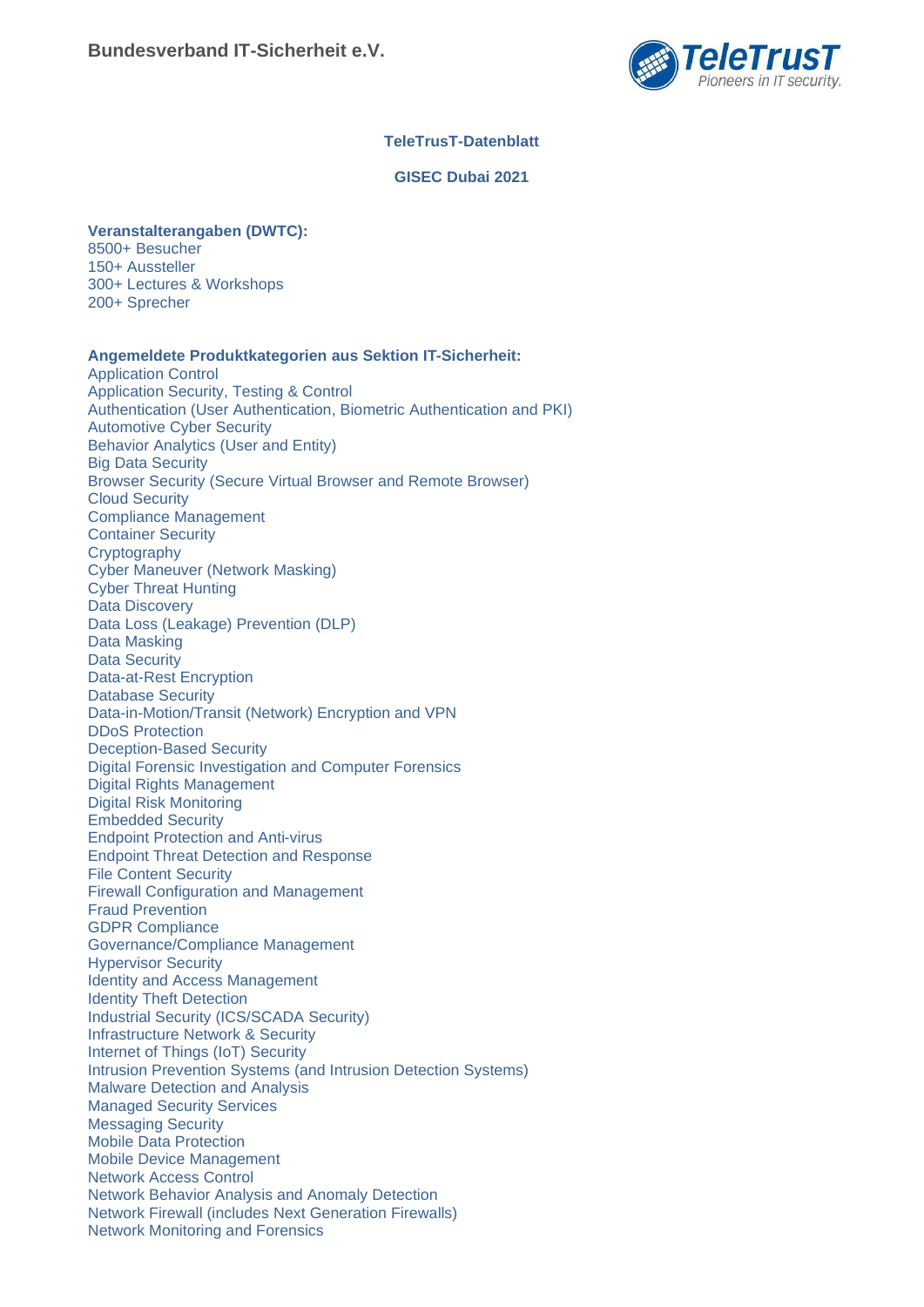**Bundesverband IT-Sicherheit e.V.**

## TeleTrusT-Datenblatt

## GISEC Dubai 2021

**Veranstalterangaben (DWTC):**

8500+ Besucher
150+ Aussteller
300+ Lectures & Workshops
200+ Sprecher

**Angemeldete Produktkategorien aus Sektion IT-Sicherheit:**

Application Control
Application Security, Testing & Control
Authentication (User Authentication, Biometric Authentication and PKI)
Automotive Cyber Security
Behavior Analytics (User and Entity)
Big Data Security
Browser Security (Secure Virtual Browser and Remote Browser)
Cloud Security
Compliance Management
Container Security
Cryptography
Cyber Maneuver (Network Masking)
Cyber Threat Hunting
Data Discovery
Data Loss (Leakage) Prevention (DLP)
Data Masking
Data Security
Data-at-Rest Encryption
Database Security
Data-in-Motion/Transit (Network) Encryption and VPN
DDoS Protection
Deception-Based Security
Digital Forensic Investigation and Computer Forensics
Digital Rights Management
Digital Risk Monitoring
Embedded Security
Endpoint Protection and Anti-virus
Endpoint Threat Detection and Response
File Content Security
Firewall Configuration and Management
Fraud Prevention
GDPR Compliance
Governance/Compliance Management
Hypervisor Security
Identity and Access Management
Identity Theft Detection
Industrial Security (ICS/SCADA Security)
Infrastructure Network & Security
Internet of Things (IoT) Security
Intrusion Prevention Systems (and Intrusion Detection Systems)
Malware Detection and Analysis
Managed Security Services
Messaging Security
Mobile Data Protection
Mobile Device Management
Network Access Control
Network Behavior Analysis and Anomaly Detection
Network Firewall (includes Next Generation Firewalls)
Network Monitoring and Forensics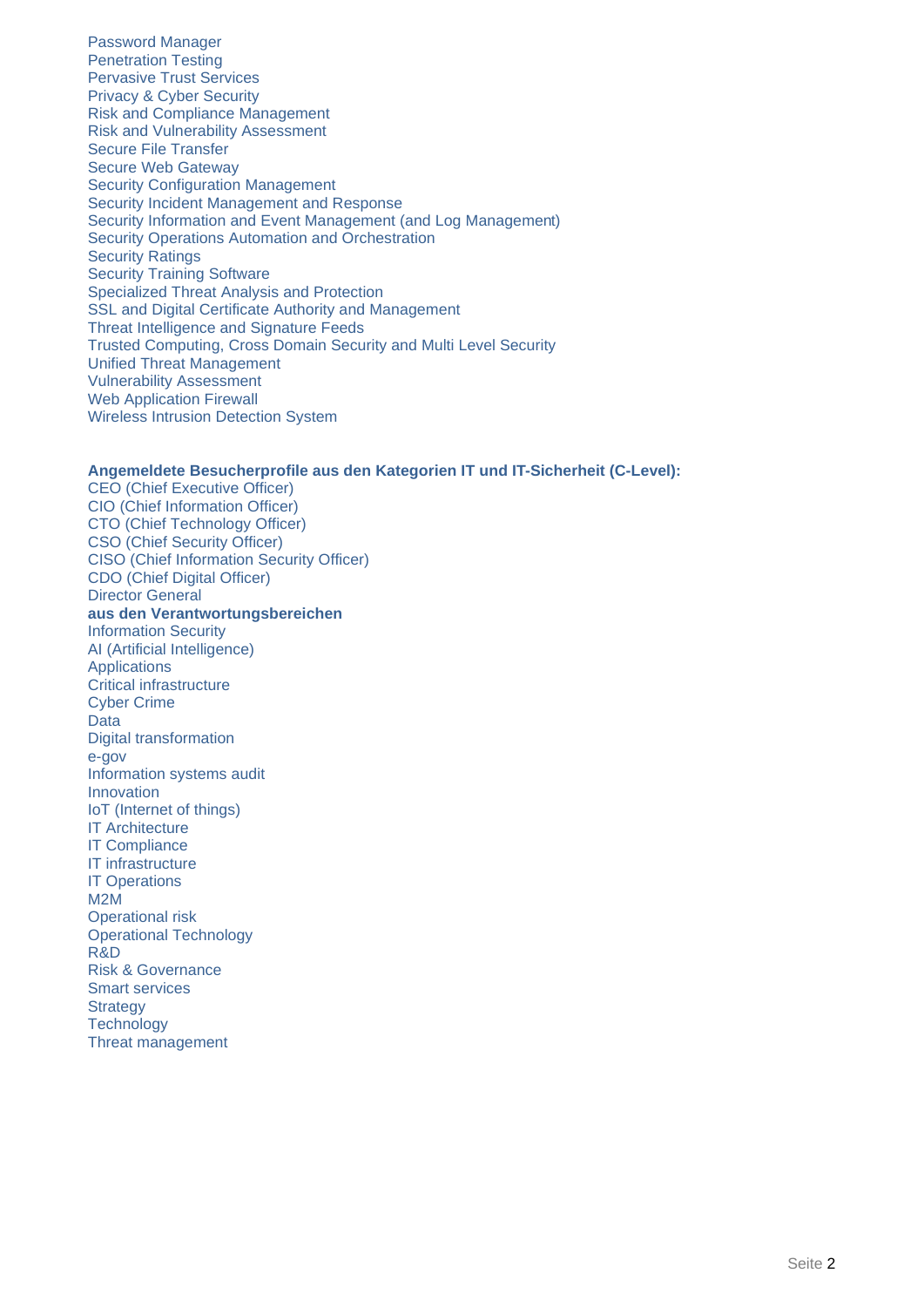Password Manager
Penetration Testing
Pervasive Trust Services
Privacy & Cyber Security
Risk and Compliance Management
Risk and Vulnerability Assessment
Secure File Transfer
Secure Web Gateway
Security Configuration Management
Security Incident Management and Response
Security Information and Event Management (and Log Management)
Security Operations Automation and Orchestration
Security Ratings
Security Training Software
Specialized Threat Analysis and Protection
SSL and Digital Certificate Authority and Management
Threat Intelligence and Signature Feeds
Trusted Computing, Cross Domain Security and Multi Level Security
Unified Threat Management
Vulnerability Assessment
Web Application Firewall
Wireless Intrusion Detection System

**Angemeldete Besucherprofile aus den Kategorien IT und IT-Sicherheit (C-Level):**
CEO (Chief Executive Officer)
CIO (Chief Information Officer)
CTO (Chief Technology Officer)
CSO (Chief Security Officer)
CISO (Chief Information Security Officer)
CDO (Chief Digital Officer)
Director General
**aus den Verantwortungsbereichen**
Information Security
AI (Artificial Intelligence)
Applications
Critical infrastructure
Cyber Crime
Data
Digital transformation
e-gov
Information systems audit
Innovation
IoT (Internet of things)
IT Architecture
IT Compliance
IT infrastructure
IT Operations
M2M
Operational risk
Operational Technology
R&D
Risk & Governance
Smart services
Strategy
Technology
Threat management